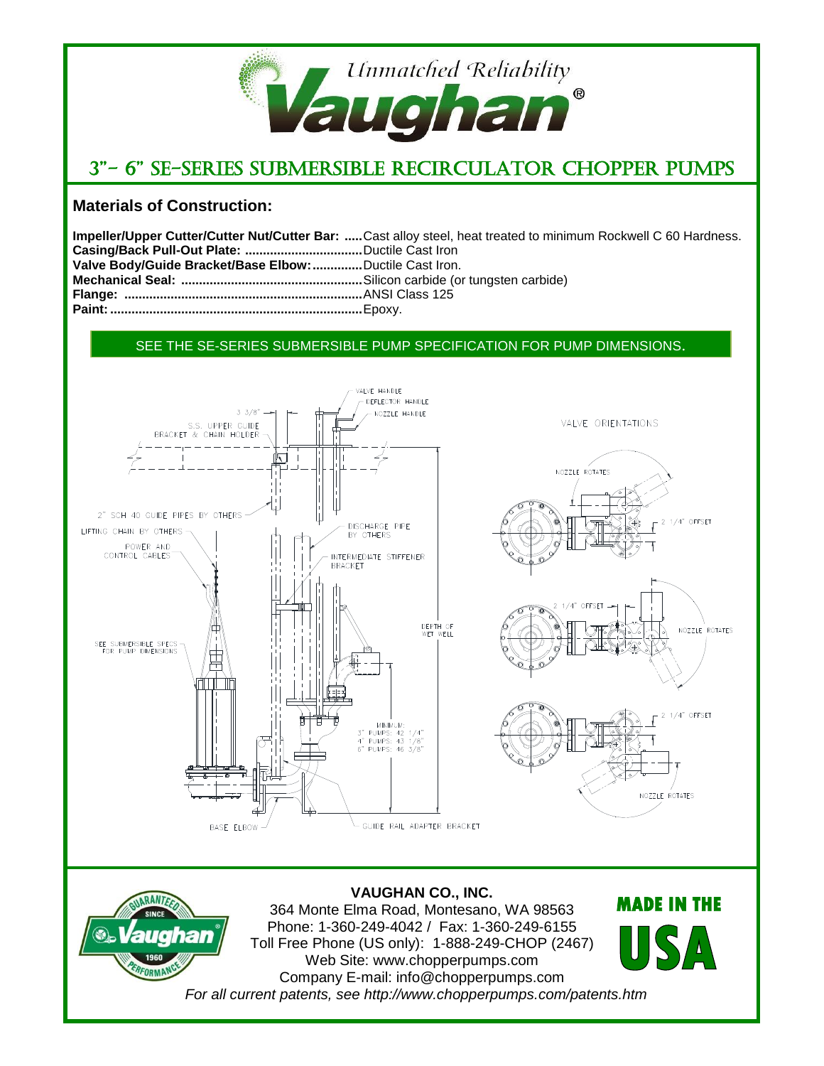*Unmatched Reliability*

**Vaughan®**

# 3"- 6" SE-SERIES SUBMERSIBLE RECIRCULATOR CHOPPER PUMPS

## Materials of Construction:

**Impeller/Upper Cutter/Cutter Nut/Cutter Bar:** .....Cast alloy steel, heat treated to minimum Rockwell C 60 Hardness.
**Casing/Back Pull-Out Plate:** ................................Ductile Cast Iron
**Valve Body/Guide Bracket/Base Elbow:**.............Ductile Cast Iron.
**Mechanical Seal:** ..................................................Silicon carbide (or tungsten carbide)
**Flange:** ..................................................................ANSI Class 125
**Paint:** ......................................................................Epoxy.

SEE THE SE-SERIES SUBMERSIBLE PUMP SPECIFICATION FOR PUMP DIMENSIONS.

VALVE HANDLE
DEFLECTOR HANDLE
NOZZLE HANDLE
3 3/8"
S.S. UPPER GUIDE BRACKET & CHAIN HOLDER
2" SCH 40 GUIDE PIPES BY OTHERS
LIFTING CHAIN BY OTHERS
POWER AND CONTROL CABLES
DISCHARGE PIPE BY OTHERS
INTERMEDIATE STIFFENER BRACKET
DEPTH OF WET WELL
SEE SUBMERSIBLE SPECS FOR PUMP DIMENSIONS
MINIMUM:
3" PUMPS: 42 1/4"
4" PUMPS: 43 1/8"
6" PUMPS: 46 3/8"
BASE ELBOW
GUIDE RAIL ADAPTER BRACKET

VALVE ORIENTATIONS
NOZZLE ROTATES
2 1/4" OFFSET
2 1/4" OFFSET
NOZZLE ROTATES
2 1/4" OFFSET
NOZZLE ROTATES

**VAUGHAN CO., INC.**
364 Monte Elma Road, Montesano, WA 98563
Phone: 1-360-249-4042 / Fax: 1-360-249-6155
Toll Free Phone (US only): 1-888-249-CHOP (2467)
Web Site: www.chopperpumps.com
Company E-mail: info@chopperpumps.com
*For all current patents, see http://www.chopperpumps.com/patents.htm*

GUARANTEED PERFORMANCE SINCE 1960 Vaughan®

MADE IN THE USA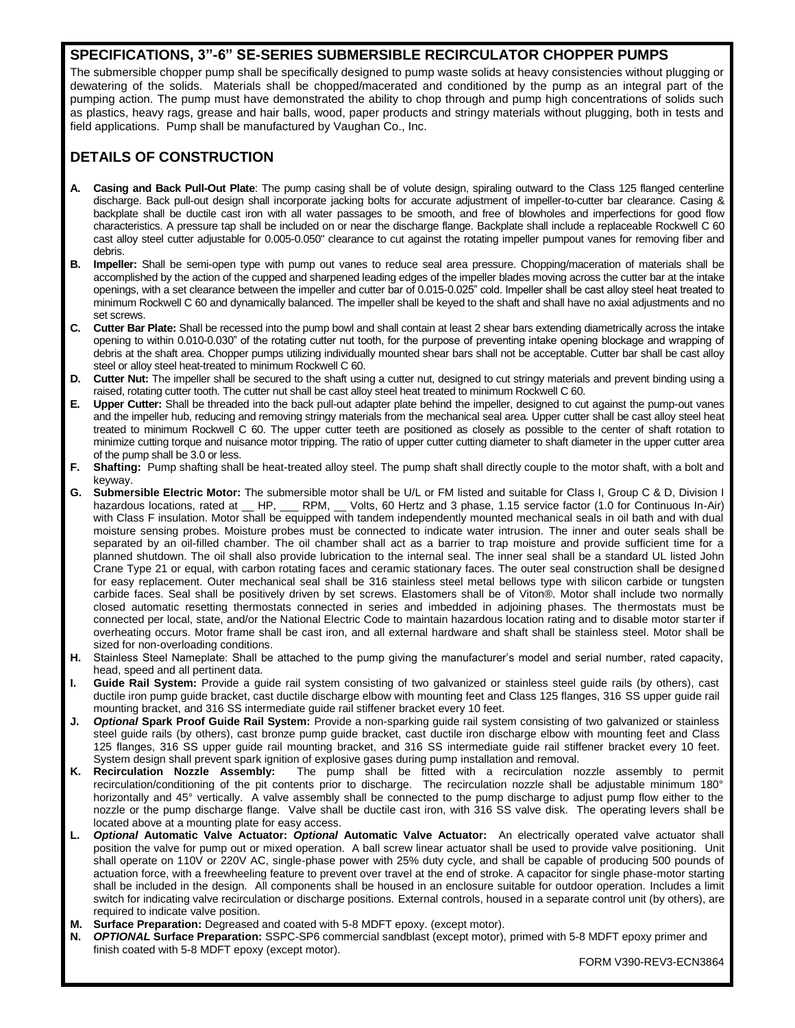## SPECIFICATIONS, 3"-6" SE-SERIES SUBMERSIBLE RECIRCULATOR CHOPPER PUMPS

The submersible chopper pump shall be specifically designed to pump waste solids at heavy consistencies without plugging or dewatering of the solids. Materials shall be chopped/macerated and conditioned by the pump as an integral part of the pumping action. The pump must have demonstrated the ability to chop through and pump high concentrations of solids such as plastics, heavy rags, grease and hair balls, wood, paper products and stringy materials without plugging, both in tests and field applications. Pump shall be manufactured by Vaughan Co., Inc.

## DETAILS OF CONSTRUCTION

**A. Casing and Back Pull-Out Plate**: The pump casing shall be of volute design, spiraling outward to the Class 125 flanged centerline discharge. Back pull-out design shall incorporate jacking bolts for accurate adjustment of impeller-to-cutter bar clearance. Casing & backplate shall be ductile cast iron with all water passages to be smooth, and free of blowholes and imperfections for good flow characteristics. A pressure tap shall be included on or near the discharge flange. Backplate shall include a replaceable Rockwell C 60 cast alloy steel cutter adjustable for 0.005-0.050" clearance to cut against the rotating impeller pumpout vanes for removing fiber and debris.

**B. Impeller:** Shall be semi-open type with pump out vanes to reduce seal area pressure. Chopping/maceration of materials shall be accomplished by the action of the cupped and sharpened leading edges of the impeller blades moving across the cutter bar at the intake openings, with a set clearance between the impeller and cutter bar of 0.015-0.025" cold. Impeller shall be cast alloy steel heat treated to minimum Rockwell C 60 and dynamically balanced. The impeller shall be keyed to the shaft and shall have no axial adjustments and no set screws.

**C. Cutter Bar Plate:** Shall be recessed into the pump bowl and shall contain at least 2 shear bars extending diametrically across the intake opening to within 0.010-0.030" of the rotating cutter nut tooth, for the purpose of preventing intake opening blockage and wrapping of debris at the shaft area. Chopper pumps utilizing individually mounted shear bars shall not be acceptable. Cutter bar shall be cast alloy steel or alloy steel heat-treated to minimum Rockwell C 60.

**D. Cutter Nut:** The impeller shall be secured to the shaft using a cutter nut, designed to cut stringy materials and prevent binding using a raised, rotating cutter tooth. The cutter nut shall be cast alloy steel heat treated to minimum Rockwell C 60.

**E. Upper Cutter:** Shall be threaded into the back pull-out adapter plate behind the impeller, designed to cut against the pump-out vanes and the impeller hub, reducing and removing stringy materials from the mechanical seal area. Upper cutter shall be cast alloy steel heat treated to minimum Rockwell C 60. The upper cutter teeth are positioned as closely as possible to the center of shaft rotation to minimize cutting torque and nuisance motor tripping. The ratio of upper cutter cutting diameter to shaft diameter in the upper cutter area of the pump shall be 3.0 or less.

**F. Shafting:** Pump shafting shall be heat-treated alloy steel. The pump shaft shall directly couple to the motor shaft, with a bolt and keyway.

**G. Submersible Electric Motor:** The submersible motor shall be U/L or FM listed and suitable for Class I, Group C & D, Division I hazardous locations, rated at __ HP, ___ RPM, __ Volts, 60 Hertz and 3 phase, 1.15 service factor (1.0 for Continuous In-Air) with Class F insulation. Motor shall be equipped with tandem independently mounted mechanical seals in oil bath and with dual moisture sensing probes. Moisture probes must be connected to indicate water intrusion. The inner and outer seals shall be separated by an oil-filled chamber. The oil chamber shall act as a barrier to trap moisture and provide sufficient time for a planned shutdown. The oil shall also provide lubrication to the internal seal. The inner seal shall be a standard UL listed John Crane Type 21 or equal, with carbon rotating faces and ceramic stationary faces. The outer seal construction shall be designed for easy replacement. Outer mechanical seal shall be 316 stainless steel metal bellows type with silicon carbide or tungsten carbide faces. Seal shall be positively driven by set screws. Elastomers shall be of Viton®. Motor shall include two normally closed automatic resetting thermostats connected in series and imbedded in adjoining phases. The thermostats must be connected per local, state, and/or the National Electric Code to maintain hazardous location rating and to disable motor starter if overheating occurs. Motor frame shall be cast iron, and all external hardware and shaft shall be stainless steel. Motor shall be sized for non-overloading conditions.

**H.** Stainless Steel Nameplate: Shall be attached to the pump giving the manufacturer's model and serial number, rated capacity, head, speed and all pertinent data.

**I. Guide Rail System:** Provide a guide rail system consisting of two galvanized or stainless steel guide rails (by others), cast ductile iron pump guide bracket, cast ductile discharge elbow with mounting feet and Class 125 flanges, 316 SS upper guide rail mounting bracket, and 316 SS intermediate guide rail stiffener bracket every 10 feet.

**J. *Optional* Spark Proof Guide Rail System:** Provide a non-sparking guide rail system consisting of two galvanized or stainless steel guide rails (by others), cast bronze pump guide bracket, cast ductile iron discharge elbow with mounting feet and Class 125 flanges, 316 SS upper guide rail mounting bracket, and 316 SS intermediate guide rail stiffener bracket every 10 feet. System design shall prevent spark ignition of explosive gases during pump installation and removal.

**K. Recirculation Nozzle Assembly:** The pump shall be fitted with a recirculation nozzle assembly to permit recirculation/conditioning of the pit contents prior to discharge. The recirculation nozzle shall be adjustable minimum 180° horizontally and 45° vertically. A valve assembly shall be connected to the pump discharge to adjust pump flow either to the nozzle or the pump discharge flange. Valve shall be ductile cast iron, with 316 SS valve disk. The operating levers shall be located above at a mounting plate for easy access.

**L. *Optional* Automatic Valve Actuator: *Optional* Automatic Valve Actuator:** An electrically operated valve actuator shall position the valve for pump out or mixed operation. A ball screw linear actuator shall be used to provide valve positioning. Unit shall operate on 110V or 220V AC, single-phase power with 25% duty cycle, and shall be capable of producing 500 pounds of actuation force, with a freewheeling feature to prevent over travel at the end of stroke. A capacitor for single phase-motor starting shall be included in the design. All components shall be housed in an enclosure suitable for outdoor operation. Includes a limit switch for indicating valve recirculation or discharge positions. External controls, housed in a separate control unit (by others), are required to indicate valve position.

**M. Surface Preparation:** Degreased and coated with 5-8 MDFT epoxy. (except motor).

**N. *OPTIONAL* Surface Preparation:** SSPC-SP6 commercial sandblast (except motor), primed with 5-8 MDFT epoxy primer and finish coated with 5-8 MDFT epoxy (except motor).

FORM V390-REV3-ECN3864